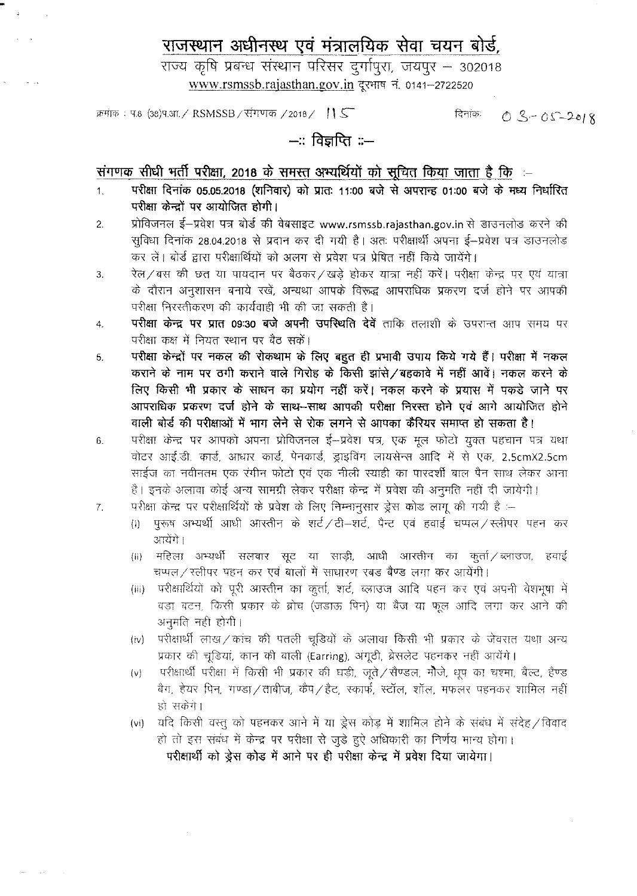# राजस्थान अधीनस्थ एवं मंत्रालयिक सेवा चयन बोर्ड,

राज्य कृषि प्रबन्ध संस्थान परिसर दुर्गापुरा, जयपुर – 302018
www.rsmssb.rajasthan.gov.in दूरभाष नं. 0141–2722520

क्रमांक : प.8 (38)प.आ./ RSMSSB/संगणक/2018/ 115 दिनांक: 03-05-2018

## –:: विज्ञप्ति ::–

**संगणक सीधी भर्ती परीक्षा, 2018 के समस्त अभ्यर्थियों को सूचित किया जाता है कि :–**

1. **परीक्षा दिनांक 05.05.2018 (शनिवार) को प्रातः 11:00 बजे से अपरान्ह 01:00 बजे के मध्य निर्धारित परीक्षा केन्द्रों पर आयोजित होगी।**
2. प्रोविजनल ई–प्रवेश पत्र बोर्ड की वेबसाइट www.rsmssb.rajasthan.gov.in से डाउनलोड करने की सुविधा दिनांक 28.04.2018 से प्रदान कर दी गयी है। अतः परीक्षार्थी अपना ई–प्रवेश पत्र डाउनलोड कर लें। बोर्ड द्वारा परीक्षार्थियों को अलग से प्रवेश पत्र प्रेषित नहीं किये जायेंगे।
3. रेल/बस की छत या पायदान पर बैठकर/खड़े होकर यात्रा नहीं करें। परीक्षा केन्द्र पर एवं यात्रा के दौरान अनुशासन बनाये रखें, अन्यथा आपके विरूद्ध आपराधिक प्रकरण दर्ज होने पर आपकी परीक्षा निरस्तीकरण की कार्यवाही भी की जा सकती है।
4. **परीक्षा केन्द्र पर प्रात 09:30 बजे अपनी उपस्थिति देवें** ताकि तलाशी के उपरान्त आप समय पर परीक्षा कक्ष में नियत स्थान पर बैठ सकें।
5. **परीक्षा केन्द्रों पर नकल की रोकथाम के लिए बहुत ही प्रभावी उपाय किये गये हैं। परीक्षा में नकल कराने के नाम पर ठगी कराने वाले गिरोह के किसी झांसे/बहकावे में नहीं आवें। नकल करने के लिए किसी भी प्रकार के साधन का प्रयोग नहीं करें। नकल करने के प्रयास में पकडे जाने पर आपराधिक प्रकरण दर्ज होने के साथ–साथ आपकी परीक्षा निरस्त होने एवं आगे आयोजित होने वाली बोर्ड की परीक्षाओं में भाग लेने से रोक लगने से आपका कैरियर समाप्त हो सकता है।**
6. परीक्षा केन्द्र पर आपको अपना प्रोविजनल ई–प्रवेश पत्र, एक मूल फोटो युक्त पहचान पत्र यथा वोटर आई.डी. कार्ड, आधार कार्ड, पेनकार्ड, ड्राइविंग लायसेन्स आदि में से एक, 2.5cmX2.5cm साईज का नवीनतम एक रंगीन फोटो एवं एक नीली स्याही का पारदर्शी बाल पैन साथ लेकर आना है। इनके अलावा कोई अन्य सामग्री लेकर परीक्षा केन्द्र में प्रवेश की अनुमति नहीं दी जायेगी।
7. परीक्षा केन्द्र पर परीक्षार्थियों के प्रवेश के लिए निम्नानुसार ड्रेस कोड लागू की गयी है :–
   (i) पुरूष अभ्यर्थी आधी आस्तीन के शर्ट/टी–शर्ट, पैन्ट एवं हवाई चप्पल/स्लीपर पहन कर आयेंगे।
   (ii) महिला अभ्यर्थी सलवार सूट या साड़ी, आधी आस्तीन का कुर्ता/ब्लाउज, हवाई चप्पल/स्लीपर पहन कर एवं बालों में साधारण रबड बैण्ड लगा कर आयेंगी।
   (iii) परीक्षार्थियों को पूरी आस्तीन का कुर्ता, शर्ट, ब्लाउज आदि पहन कर एवं अपनी वेशभूषा में बड़ा बटन, किसी प्रकार के ब्रोच (जडाऊ पिन) या बैज या फूल आदि लगा कर आने की अनुमति नही होगी।
   (iv) परीक्षार्थी लाख/कांच की पतली चूडियों के अलावा किसी भी प्रकार के जेवरात यथा अन्य प्रकार की चूडियां, कान की बाली (Earring), अंगूठी, ब्रेसलेट पहनकर नहीं आयेंगे।
   (v) परीक्षार्थी परीक्षा में किसी भी प्रकार की घड़ी, जूते/सैण्डल, मौजे, धूप का चश्मा, बैल्ट, हैण्ड बैग, हेयर पिन, गण्डा/ताबीज, कैप/हैट, स्कार्फ, स्टॉल, शॉल, मफलर पहनकर शामिल नहीं हो सकेंगे।
   (vi) यदि किसी वस्तु को पहनकर आने में या ड्रेस कोड में शामिल होने के संबंध में संदेह/विवाद हो तो इस संबंध में केन्द्र पर परीक्षा से जुड़े हुऐ अधिकारी का निर्णय मान्य होगा।

   **परीक्षार्थी को ड्रेस कोड में आने पर ही परीक्षा केन्द्र में प्रवेश दिया जायेगा।**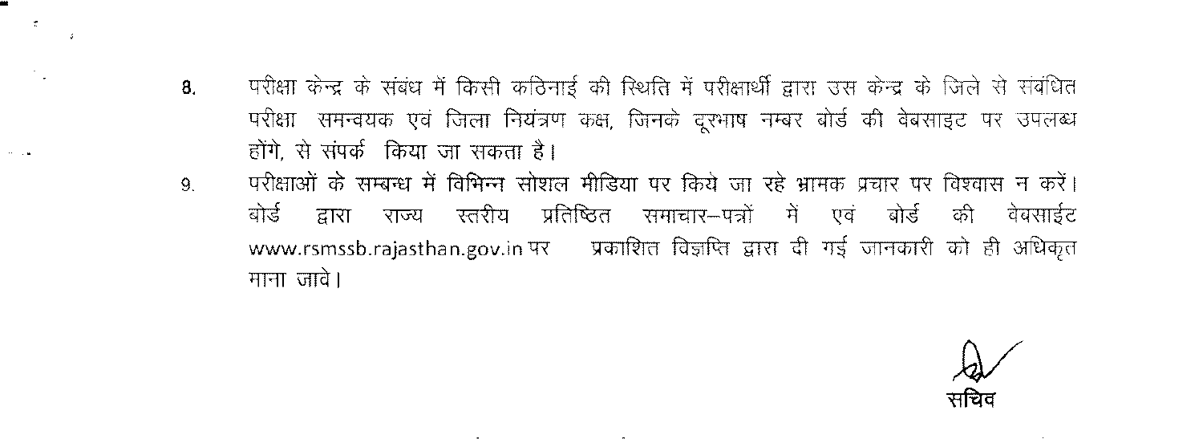8. परीक्षा केन्द्र के संबंध में किसी कठिनाई की स्थिति में परीक्षार्थी द्वारा उस केन्द्र के जिले से संबंधित परीक्षा समन्वयक एवं जिला नियंत्रण कक्ष, जिनके दूरभाष नम्बर बोर्ड की वेबसाइट पर उपलब्ध होंगे, से संपर्क किया जा सकता है।
9. परीक्षाओं के सम्बन्ध में विभिन्न सोशल मीडिया पर किये जा रहे भ्रामक प्रचार पर विश्वास न करें। बोर्ड द्वारा राज्य स्तरीय प्रतिष्ठित समाचार–पत्रों में एवं बोर्ड की वेबसाईट www.rsmssb.rajasthan.gov.in पर प्रकाशित विज्ञप्ति द्वारा दी गई जानकारी को ही अधिकृत माना जावे।

सचिव